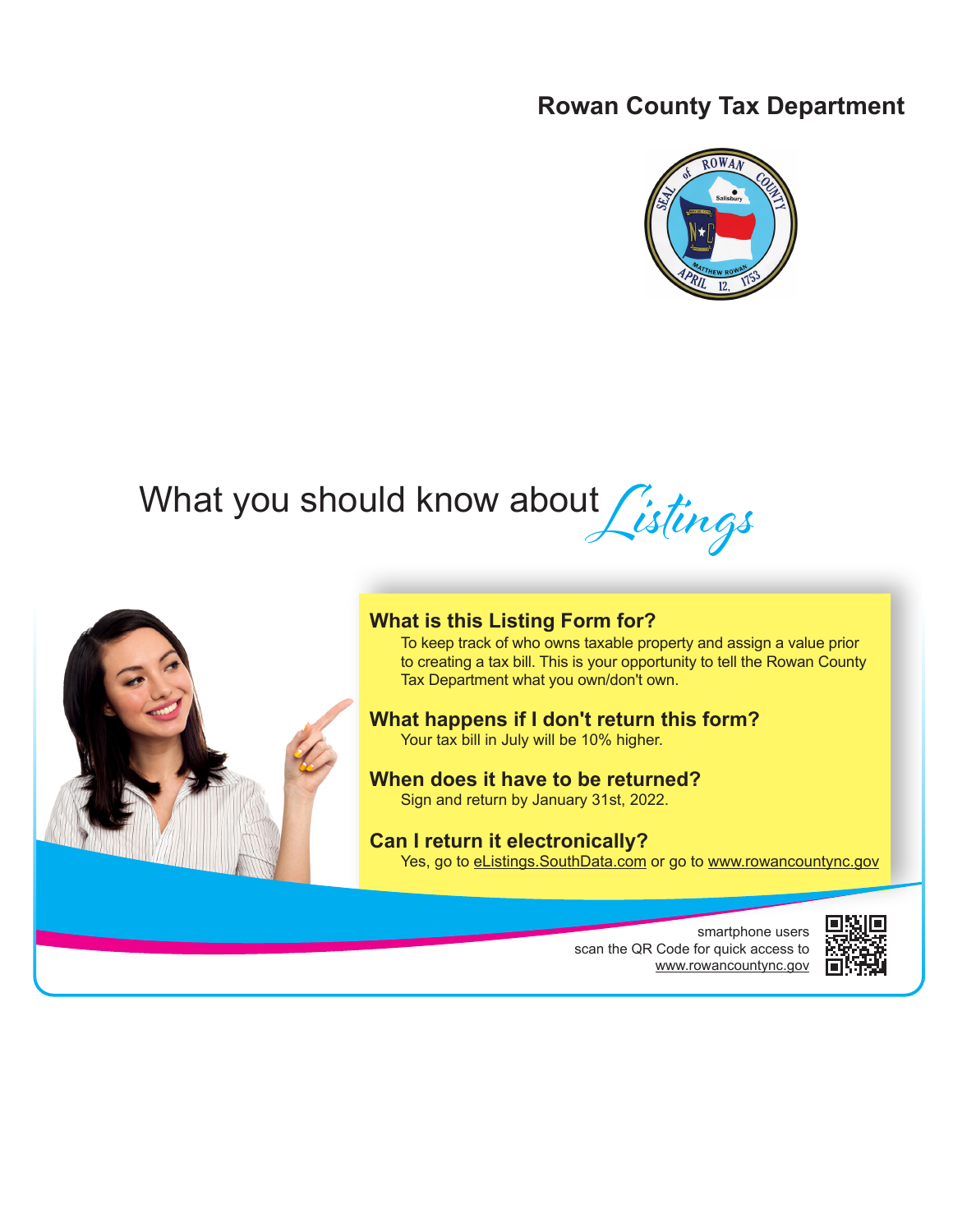# Rowan County Tax Department

## What you should know about *Listings*

### What is this Listing Form for?

To keep track of who owns taxable property and assign a value prior to creating a tax bill. This is your opportunity to tell the Rowan County Tax Department what you own/don't own.

### What happens if I don't return this form?

Your tax bill in July will be 10% higher.

### When does it have to be returned?

Sign and return by January 31st, 2022.

### Can I return it electronically?

Yes, go to eListings.SouthData.com or go to www.rowancountync.gov

smartphone users scan the QR Code for quick access to www.rowancountync.gov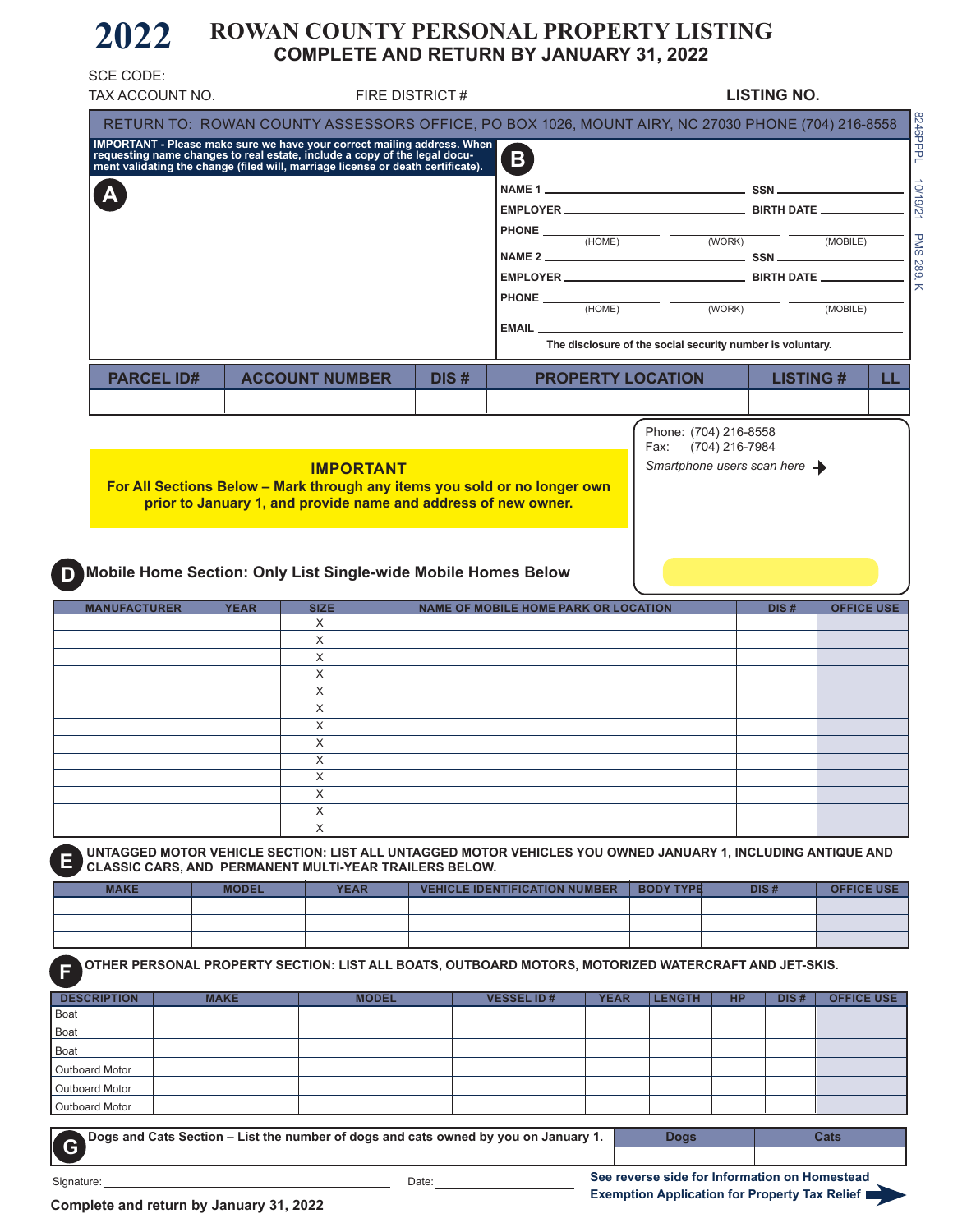# 2022 ROWAN COUNTY PERSONAL PROPERTY LISTING

## COMPLETE AND RETURN BY JANUARY 31, 2022

SCE CODE:

TAX ACCOUNT NO. FIRE DISTRICT # **LISTING NO.**

8246PPPL 10/19/21 PMS 289, K

RETURN TO: ROWAN COUNTY ASSESSORS OFFICE, PO BOX 1026, MOUNT AIRY, NC 27030 PHONE (704) 216-8558

**IMPORTANT - Please make sure we have your correct mailing address. When requesting name changes to real estate, include a copy of the legal document validating the change (filed will, marriage license or death certificate).**

**A**

**B**

NAME 1 ______________________ SSN ______________

EMPLOYER ______________________ BIRTH DATE ______________

PHONE ______________ ______________ ______________
(HOME) (WORK) (MOBILE)

NAME 2 ______________________ SSN ______________

EMPLOYER ______________________ BIRTH DATE ______________

PHONE ______________ ______________ ______________
(HOME) (WORK) (MOBILE)

EMAIL ______________________

The disclosure of the social security number is voluntary.

| PARCEL ID# | ACCOUNT NUMBER | DIS # | PROPERTY LOCATION | LISTING # | LL |
|---|---|---|---|---|---|
| | | | | | |

**IMPORTANT**
**For All Sections Below – Mark through any items you sold or no longer own prior to January 1, and provide name and address of new owner.**

Phone: (704) 216-8558
Fax: (704) 216-7984
*Smartphone users scan here*

## D Mobile Home Section: Only List Single-wide Mobile Homes Below

| MANUFACTURER | YEAR | SIZE | NAME OF MOBILE HOME PARK OR LOCATION | DIS # | OFFICE USE |
|---|---|---|---|---|---|
| | | X | | | |
| | | X | | | |
| | | X | | | |
| | | X | | | |
| | | X | | | |
| | | X | | | |
| | | X | | | |
| | | X | | | |
| | | X | | | |
| | | X | | | |
| | | X | | | |
| | | X | | | |
| | | X | | | |

## E UNTAGGED MOTOR VEHICLE SECTION: LIST ALL UNTAGGED MOTOR VEHICLES YOU OWNED JANUARY 1, INCLUDING ANTIQUE AND CLASSIC CARS, AND PERMANENT MULTI-YEAR TRAILERS BELOW.

| MAKE | MODEL | YEAR | VEHICLE IDENTIFICATION NUMBER | BODY TYPE | DIS # | OFFICE USE |
|---|---|---|---|---|---|---|
| | | | | | | |
| | | | | | | |
| | | | | | | |

## F OTHER PERSONAL PROPERTY SECTION: LIST ALL BOATS, OUTBOARD MOTORS, MOTORIZED WATERCRAFT AND JET-SKIS.

| DESCRIPTION | MAKE | MODEL | VESSEL ID # | YEAR | LENGTH | HP | DIS # | OFFICE USE |
|---|---|---|---|---|---|---|---|---|
| Boat | | | | | | | | |
| Boat | | | | | | | | |
| Boat | | | | | | | | |
| Outboard Motor | | | | | | | | |
| Outboard Motor | | | | | | | | |
| Outboard Motor | | | | | | | | |

## G Dogs and Cats Section – List the number of dogs and cats owned by you on January 1.

| Dogs | Cats |
|---|---|
| | |

Signature: ______________________ Date: ______________

**See reverse side for Information on Homestead Exemption Application for Property Tax Relief**

**Complete and return by January 31, 2022**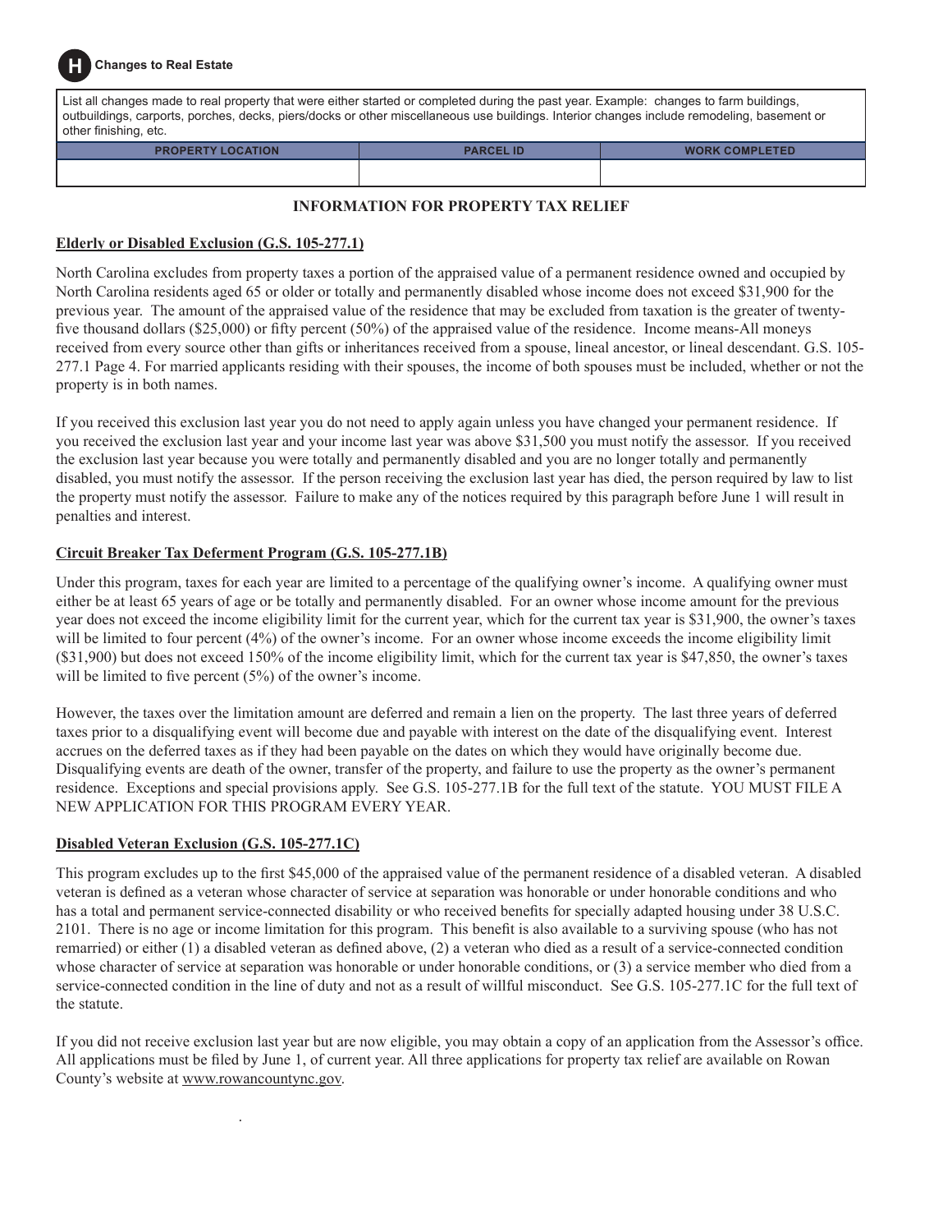## H Changes to Real Estate

| List all changes made to real property that were either started or completed during the past year. Example: changes to farm buildings, outbuildings, carports, porches, decks, piers/docks or other miscellaneous use buildings. Interior changes include remodeling, basement or other finishing, etc. | | |
|---|---|---|
| **PROPERTY LOCATION** | **PARCEL ID** | **WORK COMPLETED** |
| | | |

## INFORMATION FOR PROPERTY TAX RELIEF

### Elderly or Disabled Exclusion (G.S. 105-277.1)

North Carolina excludes from property taxes a portion of the appraised value of a permanent residence owned and occupied by North Carolina residents aged 65 or older or totally and permanently disabled whose income does not exceed $31,900 for the previous year. The amount of the appraised value of the residence that may be excluded from taxation is the greater of twenty-five thousand dollars ($25,000) or fifty percent (50%) of the appraised value of the residence. Income means-All moneys received from every source other than gifts or inheritances received from a spouse, lineal ancestor, or lineal descendant. G.S. 105-277.1 Page 4. For married applicants residing with their spouses, the income of both spouses must be included, whether or not the property is in both names.

If you received this exclusion last year you do not need to apply again unless you have changed your permanent residence. If you received the exclusion last year and your income last year was above $31,500 you must notify the assessor. If you received the exclusion last year because you were totally and permanently disabled and you are no longer totally and permanently disabled, you must notify the assessor. If the person receiving the exclusion last year has died, the person required by law to list the property must notify the assessor. Failure to make any of the notices required by this paragraph before June 1 will result in penalties and interest.

### Circuit Breaker Tax Deferment Program (G.S. 105-277.1B)

Under this program, taxes for each year are limited to a percentage of the qualifying owner's income. A qualifying owner must either be at least 65 years of age or be totally and permanently disabled. For an owner whose income amount for the previous year does not exceed the income eligibility limit for the current year, which for the current tax year is $31,900, the owner's taxes will be limited to four percent (4%) of the owner's income. For an owner whose income exceeds the income eligibility limit ($31,900) but does not exceed 150% of the income eligibility limit, which for the current tax year is $47,850, the owner's taxes will be limited to five percent (5%) of the owner's income.

However, the taxes over the limitation amount are deferred and remain a lien on the property. The last three years of deferred taxes prior to a disqualifying event will become due and payable with interest on the date of the disqualifying event. Interest accrues on the deferred taxes as if they had been payable on the dates on which they would have originally become due. Disqualifying events are death of the owner, transfer of the property, and failure to use the property as the owner's permanent residence. Exceptions and special provisions apply. See G.S. 105-277.1B for the full text of the statute. YOU MUST FILE A NEW APPLICATION FOR THIS PROGRAM EVERY YEAR.

### Disabled Veteran Exclusion (G.S. 105-277.1C)

This program excludes up to the first $45,000 of the appraised value of the permanent residence of a disabled veteran. A disabled veteran is defined as a veteran whose character of service at separation was honorable or under honorable conditions and who has a total and permanent service-connected disability or who received benefits for specially adapted housing under 38 U.S.C. 2101. There is no age or income limitation for this program. This benefit is also available to a surviving spouse (who has not remarried) or either (1) a disabled veteran as defined above, (2) a veteran who died as a result of a service-connected condition whose character of service at separation was honorable or under honorable conditions, or (3) a service member who died from a service-connected condition in the line of duty and not as a result of willful misconduct. See G.S. 105-277.1C for the full text of the statute.

If you did not receive exclusion last year but are now eligible, you may obtain a copy of an application from the Assessor's office. All applications must be filed by June 1, of current year. All three applications for property tax relief are available on Rowan County's website at www.rowancountync.gov.